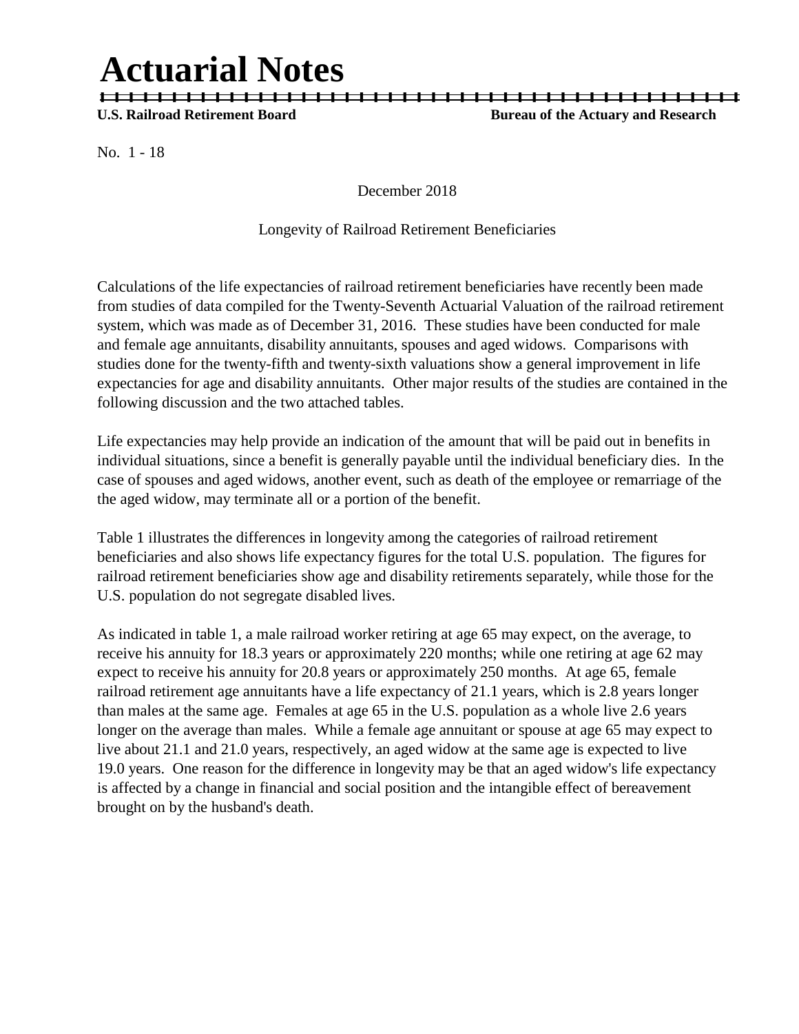# Actuarial Notes

**U.S. Railroad Retirement Board** **Bureau of the Actuary and Research**

No. 1 - 18

December 2018

Longevity of Railroad Retirement Beneficiaries

Calculations of the life expectancies of railroad retirement beneficiaries have recently been made from studies of data compiled for the Twenty-Seventh Actuarial Valuation of the railroad retirement system, which was made as of December 31, 2016. These studies have been conducted for male and female age annuitants, disability annuitants, spouses and aged widows. Comparisons with studies done for the twenty-fifth and twenty-sixth valuations show a general improvement in life expectancies for age and disability annuitants. Other major results of the studies are contained in the following discussion and the two attached tables.

Life expectancies may help provide an indication of the amount that will be paid out in benefits in individual situations, since a benefit is generally payable until the individual beneficiary dies. In the case of spouses and aged widows, another event, such as death of the employee or remarriage of the the aged widow, may terminate all or a portion of the benefit.

Table 1 illustrates the differences in longevity among the categories of railroad retirement beneficiaries and also shows life expectancy figures for the total U.S. population. The figures for railroad retirement beneficiaries show age and disability retirements separately, while those for the U.S. population do not segregate disabled lives.

As indicated in table 1, a male railroad worker retiring at age 65 may expect, on the average, to receive his annuity for 18.3 years or approximately 220 months; while one retiring at age 62 may expect to receive his annuity for 20.8 years or approximately 250 months. At age 65, female railroad retirement age annuitants have a life expectancy of 21.1 years, which is 2.8 years longer than males at the same age. Females at age 65 in the U.S. population as a whole live 2.6 years longer on the average than males. While a female age annuitant or spouse at age 65 may expect to live about 21.1 and 21.0 years, respectively, an aged widow at the same age is expected to live 19.0 years. One reason for the difference in longevity may be that an aged widow's life expectancy is affected by a change in financial and social position and the intangible effect of bereavement brought on by the husband's death.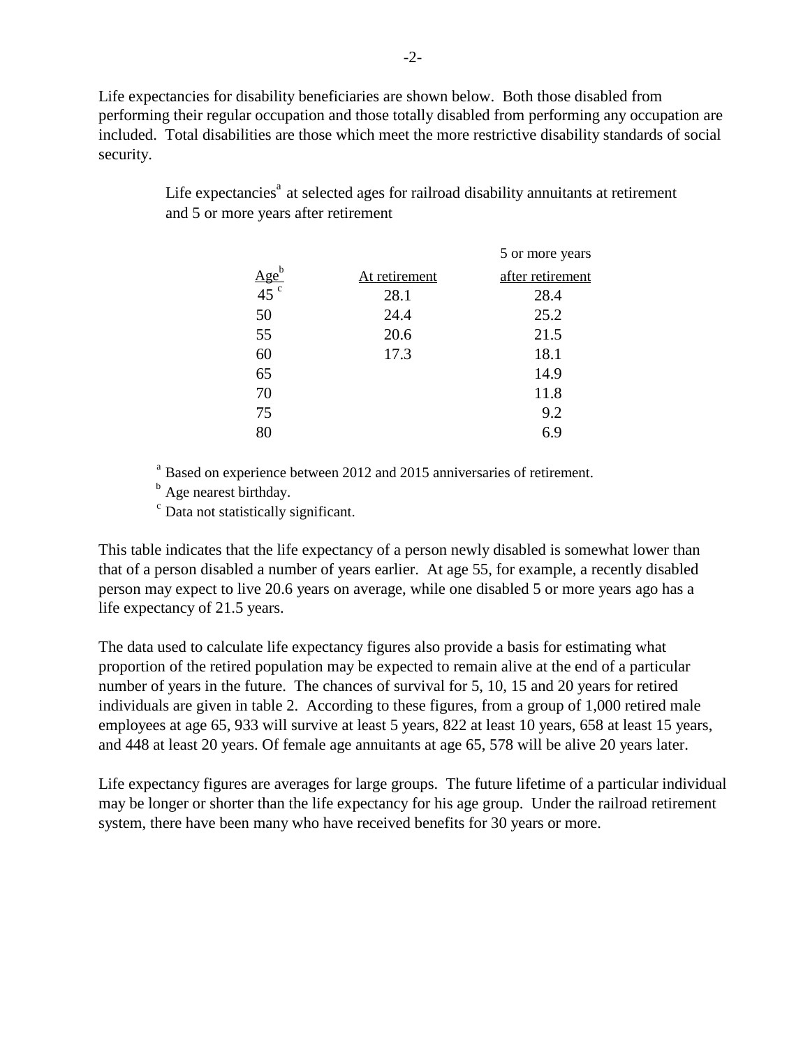Life expectancies for disability beneficiaries are shown below. Both those disabled from performing their regular occupation and those totally disabled from performing any occupation are included. Total disabilities are those which meet the more restrictive disability standards of social security.

Life expectancies[a] at selected ages for railroad disability annuitants at retirement and 5 or more years after retirement

| Age[b] | At retirement | 5 or more years after retirement |
|---|---|---|
| 45 [c] | 28.1 | 28.4 |
| 50 | 24.4 | 25.2 |
| 55 | 20.6 | 21.5 |
| 60 | 17.3 | 18.1 |
| 65 | | 14.9 |
| 70 | | 11.8 |
| 75 | | 9.2 |
| 80 | | 6.9 |

[a] Based on experience between 2012 and 2015 anniversaries of retirement.
[b] Age nearest birthday.
[c] Data not statistically significant.

This table indicates that the life expectancy of a person newly disabled is somewhat lower than that of a person disabled a number of years earlier. At age 55, for example, a recently disabled person may expect to live 20.6 years on average, while one disabled 5 or more years ago has a life expectancy of 21.5 years.

The data used to calculate life expectancy figures also provide a basis for estimating what proportion of the retired population may be expected to remain alive at the end of a particular number of years in the future. The chances of survival for 5, 10, 15 and 20 years for retired individuals are given in table 2. According to these figures, from a group of 1,000 retired male employees at age 65, 933 will survive at least 5 years, 822 at least 10 years, 658 at least 15 years, and 448 at least 20 years. Of female age annuitants at age 65, 578 will be alive 20 years later.

Life expectancy figures are averages for large groups. The future lifetime of a particular individual may be longer or shorter than the life expectancy for his age group. Under the railroad retirement system, there have been many who have received benefits for 30 years or more.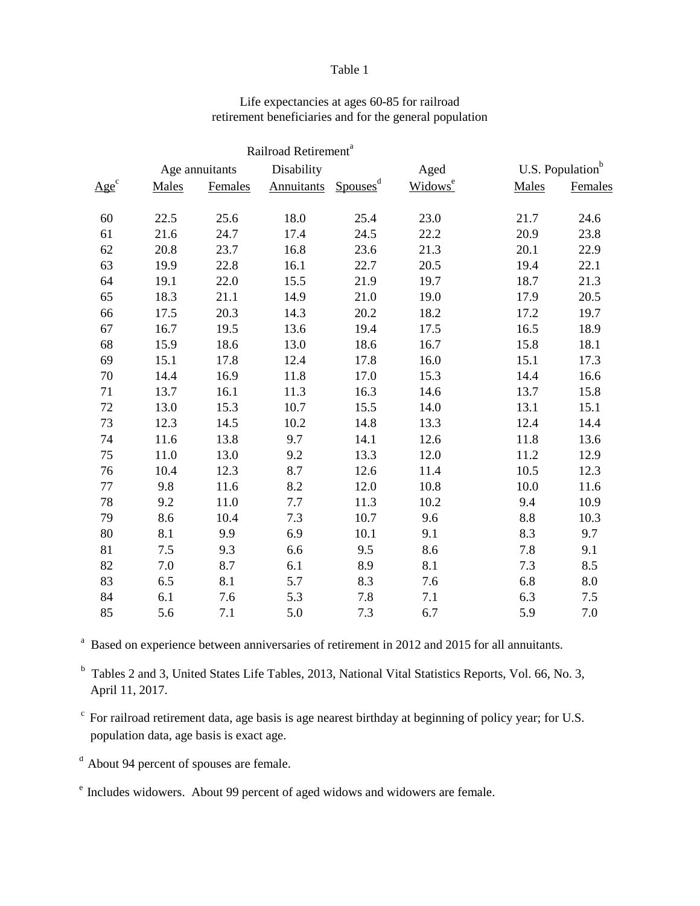Table 1

Life expectancies at ages 60-85 for railroad retirement beneficiaries and for the general population

| | Railroad Retirement[a] | | | | | U.S. Population[b] | |
|---|---|---|---|---|---|---|---|
| | Age annuitants | | Disability | | Aged | | |
| Age[c] | Males | Females | Annuitants | Spouses[d] | Widows[e] | Males | Females |
| 60 | 22.5 | 25.6 | 18.0 | 25.4 | 23.0 | 21.7 | 24.6 |
| 61 | 21.6 | 24.7 | 17.4 | 24.5 | 22.2 | 20.9 | 23.8 |
| 62 | 20.8 | 23.7 | 16.8 | 23.6 | 21.3 | 20.1 | 22.9 |
| 63 | 19.9 | 22.8 | 16.1 | 22.7 | 20.5 | 19.4 | 22.1 |
| 64 | 19.1 | 22.0 | 15.5 | 21.9 | 19.7 | 18.7 | 21.3 |
| 65 | 18.3 | 21.1 | 14.9 | 21.0 | 19.0 | 17.9 | 20.5 |
| 66 | 17.5 | 20.3 | 14.3 | 20.2 | 18.2 | 17.2 | 19.7 |
| 67 | 16.7 | 19.5 | 13.6 | 19.4 | 17.5 | 16.5 | 18.9 |
| 68 | 15.9 | 18.6 | 13.0 | 18.6 | 16.7 | 15.8 | 18.1 |
| 69 | 15.1 | 17.8 | 12.4 | 17.8 | 16.0 | 15.1 | 17.3 |
| 70 | 14.4 | 16.9 | 11.8 | 17.0 | 15.3 | 14.4 | 16.6 |
| 71 | 13.7 | 16.1 | 11.3 | 16.3 | 14.6 | 13.7 | 15.8 |
| 72 | 13.0 | 15.3 | 10.7 | 15.5 | 14.0 | 13.1 | 15.1 |
| 73 | 12.3 | 14.5 | 10.2 | 14.8 | 13.3 | 12.4 | 14.4 |
| 74 | 11.6 | 13.8 | 9.7 | 14.1 | 12.6 | 11.8 | 13.6 |
| 75 | 11.0 | 13.0 | 9.2 | 13.3 | 12.0 | 11.2 | 12.9 |
| 76 | 10.4 | 12.3 | 8.7 | 12.6 | 11.4 | 10.5 | 12.3 |
| 77 | 9.8 | 11.6 | 8.2 | 12.0 | 10.8 | 10.0 | 11.6 |
| 78 | 9.2 | 11.0 | 7.7 | 11.3 | 10.2 | 9.4 | 10.9 |
| 79 | 8.6 | 10.4 | 7.3 | 10.7 | 9.6 | 8.8 | 10.3 |
| 80 | 8.1 | 9.9 | 6.9 | 10.1 | 9.1 | 8.3 | 9.7 |
| 81 | 7.5 | 9.3 | 6.6 | 9.5 | 8.6 | 7.8 | 9.1 |
| 82 | 7.0 | 8.7 | 6.1 | 8.9 | 8.1 | 7.3 | 8.5 |
| 83 | 6.5 | 8.1 | 5.7 | 8.3 | 7.6 | 6.8 | 8.0 |
| 84 | 6.1 | 7.6 | 5.3 | 7.8 | 7.1 | 6.3 | 7.5 |
| 85 | 5.6 | 7.1 | 5.0 | 7.3 | 6.7 | 5.9 | 7.0 |

[a] Based on experience between anniversaries of retirement in 2012 and 2015 for all annuitants.

[b] Tables 2 and 3, United States Life Tables, 2013, National Vital Statistics Reports, Vol. 66, No. 3, April 11, 2017.

[c] For railroad retirement data, age basis is age nearest birthday at beginning of policy year; for U.S. population data, age basis is exact age.

[d] About 94 percent of spouses are female.

[e] Includes widowers. About 99 percent of aged widows and widowers are female.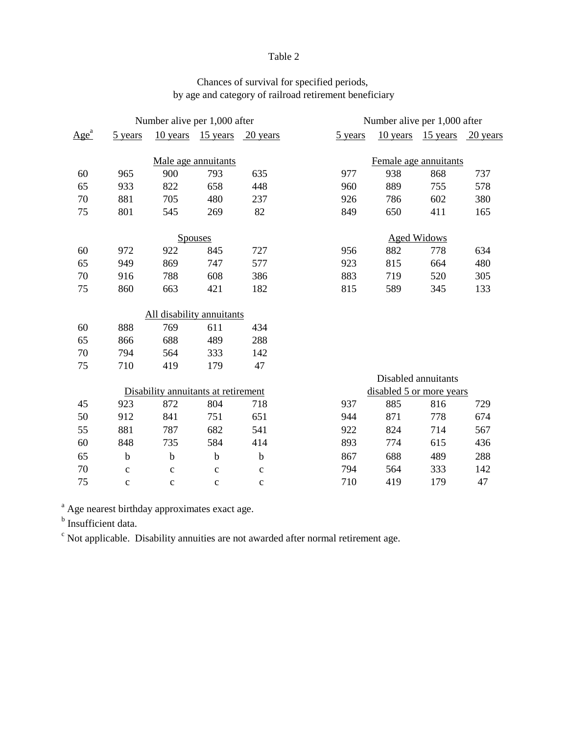Table 2

Chances of survival for specified periods,
by age and category of railroad retirement beneficiary

| Age[a] | Number alive per 1,000 after | | | | Number alive per 1,000 after | | | |
|---|---|---|---|---|---|---|---|---|
| | 5 years | 10 years | 15 years | 20 years | 5 years | 10 years | 15 years | 20 years |
| | Male age annuitants | | | | Female age annuitants | | | |
| 60 | 965 | 900 | 793 | 635 | 977 | 938 | 868 | 737 |
| 65 | 933 | 822 | 658 | 448 | 960 | 889 | 755 | 578 |
| 70 | 881 | 705 | 480 | 237 | 926 | 786 | 602 | 380 |
| 75 | 801 | 545 | 269 | 82 | 849 | 650 | 411 | 165 |
| | Spouses | | | | Aged Widows | | | |
| 60 | 972 | 922 | 845 | 727 | 956 | 882 | 778 | 634 |
| 65 | 949 | 869 | 747 | 577 | 923 | 815 | 664 | 480 |
| 70 | 916 | 788 | 608 | 386 | 883 | 719 | 520 | 305 |
| 75 | 860 | 663 | 421 | 182 | 815 | 589 | 345 | 133 |
| | All disability annuitants | | | | | | | |
| 60 | 888 | 769 | 611 | 434 | | | | |
| 65 | 866 | 688 | 489 | 288 | | | | |
| 70 | 794 | 564 | 333 | 142 | | | | |
| 75 | 710 | 419 | 179 | 47 | | | | |
| | Disability annuitants at retirement | | | | Disabled annuitants disabled 5 or more years | | | |
| 45 | 923 | 872 | 804 | 718 | 937 | 885 | 816 | 729 |
| 50 | 912 | 841 | 751 | 651 | 944 | 871 | 778 | 674 |
| 55 | 881 | 787 | 682 | 541 | 922 | 824 | 714 | 567 |
| 60 | 848 | 735 | 584 | 414 | 893 | 774 | 615 | 436 |
| 65 | b | b | b | b | 867 | 688 | 489 | 288 |
| 70 | c | c | c | c | 794 | 564 | 333 | 142 |
| 75 | c | c | c | c | 710 | 419 | 179 | 47 |

[a] Age nearest birthday approximates exact age.
[b] Insufficient data.
[c] Not applicable. Disability annuities are not awarded after normal retirement age.